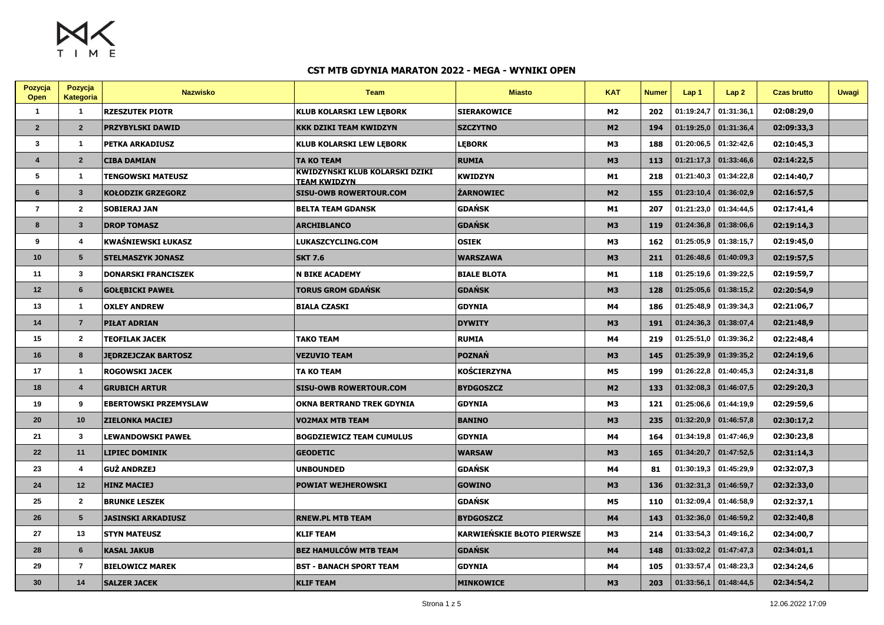# CST MTB GDYNIA MARATON 2022 - MEGA - WYNIKI OPEN

| Pozycja Open | Pozycja Kategoria | Nazwisko | Team | Miasto | KAT | Numer | Lap 1 | Lap 2 | Czas brutto | Uwagi |
|---|---|---|---|---|---|---|---|---|---|---|
| 1 | 1 | RZESZUTEK PIOTR | KLUB KOLARSKI LEW LĘBORK | SIERAKOWICE | M2 | 202 | 01:19:24,7 | 01:31:36,1 | 02:08:29,0 | |
| 2 | 2 | PRZYBYLSKI DAWID | KKK DZIKI TEAM KWIDZYN | SZCZYTNO | M2 | 194 | 01:19:25,0 | 01:31:36,4 | 02:09:33,3 | |
| 3 | 1 | PETKA ARKADIUSZ | KLUB KOLARSKI LEW LĘBORK | LĘBORK | M3 | 188 | 01:20:06,5 | 01:32:42,6 | 02:10:45,3 | |
| 4 | 2 | CIBA DAMIAN | TA KO TEAM | RUMIA | M3 | 113 | 01:21:17,3 | 01:33:46,6 | 02:14:22,5 | |
| 5 | 1 | TENGOWSKI MATEUSZ | KWIDZYNSKI KLUB KOLARSKI DZIKI TEAM KWIDZYN | KWIDZYN | M1 | 218 | 01:21:40,3 | 01:34:22,8 | 02:14:40,7 | |
| 6 | 3 | KOŁODZIK GRZEGORZ | SISU-OWB ROWERTOUR.COM | ŻARNOWIEC | M2 | 155 | 01:23:10,4 | 01:36:02,9 | 02:16:57,5 | |
| 7 | 2 | SOBIERAJ JAN | BELTA TEAM GDANSK | GDAŃSK | M1 | 207 | 01:21:23,0 | 01:34:44,5 | 02:17:41,4 | |
| 8 | 3 | DROP TOMASZ | ARCHIBLANCO | GDAŃSK | M3 | 119 | 01:24:36,8 | 01:38:06,6 | 02:19:14,3 | |
| 9 | 4 | KWAŚNIEWSKI ŁUKASZ | LUKASZCYCLING.COM | OSIEK | M3 | 162 | 01:25:05,9 | 01:38:15,7 | 02:19:45,0 | |
| 10 | 5 | STELMASZYK JONASZ | SKT 7.6 | WARSZAWA | M3 | 211 | 01:26:48,6 | 01:40:09,3 | 02:19:57,5 | |
| 11 | 3 | DONARSKI FRANCISZEK | N BIKE ACADEMY | BIALE BLOTA | M1 | 118 | 01:25:19,6 | 01:39:22,5 | 02:19:59,7 | |
| 12 | 6 | GOŁĘBICKI PAWEŁ | TORUS GROM GDAŃSK | GDAŃSK | M3 | 128 | 01:25:05,6 | 01:38:15,2 | 02:20:54,9 | |
| 13 | 1 | OXLEY ANDREW | BIALA CZASKI | GDYNIA | M4 | 186 | 01:25:48,9 | 01:39:34,3 | 02:21:06,7 | |
| 14 | 7 | PIŁAT ADRIAN | | DYWITY | M3 | 191 | 01:24:36,3 | 01:38:07,4 | 02:21:48,9 | |
| 15 | 2 | TEOFILAK JACEK | TAKO TEAM | RUMIA | M4 | 219 | 01:25:51,0 | 01:39:36,2 | 02:22:48,4 | |
| 16 | 8 | JĘDRZEJCZAK BARTOSZ | VEZUVIO TEAM | POZNAŃ | M3 | 145 | 01:25:39,9 | 01:39:35,2 | 02:24:19,6 | |
| 17 | 1 | ROGOWSKI JACEK | TA KO TEAM | KOŚCIERZYNA | M5 | 199 | 01:26:22,8 | 01:40:45,3 | 02:24:31,8 | |
| 18 | 4 | GRUBICH ARTUR | SISU-OWB ROWERTOUR.COM | BYDGOSZCZ | M2 | 133 | 01:32:08,3 | 01:46:07,5 | 02:29:20,3 | |
| 19 | 9 | EBERTOWSKI PRZEMYSLAW | OKNA BERTRAND TREK GDYNIA | GDYNIA | M3 | 121 | 01:25:06,6 | 01:44:19,9 | 02:29:59,6 | |
| 20 | 10 | ZIELONKA MACIEJ | VO2MAX MTB TEAM | BANINO | M3 | 235 | 01:32:20,9 | 01:46:57,8 | 02:30:17,2 | |
| 21 | 3 | LEWANDOWSKI PAWEŁ | BOGDZIEWICZ TEAM CUMULUS | GDYNIA | M4 | 164 | 01:34:19,8 | 01:47:46,9 | 02:30:23,8 | |
| 22 | 11 | LIPIEC DOMINIK | GEODETIC | WARSAW | M3 | 165 | 01:34:20,7 | 01:47:52,5 | 02:31:14,3 | |
| 23 | 4 | GUŻ ANDRZEJ | UNBOUNDED | GDAŃSK | M4 | 81 | 01:30:19,3 | 01:45:29,9 | 02:32:07,3 | |
| 24 | 12 | HINZ MACIEJ | POWIAT WEJHEROWSKI | GOWINO | M3 | 136 | 01:32:31,3 | 01:46:59,7 | 02:32:33,0 | |
| 25 | 2 | BRUNKE LESZEK | | GDAŃSK | M5 | 110 | 01:32:09,4 | 01:46:58,9 | 02:32:37,1 | |
| 26 | 5 | JASINSKI ARKADIUSZ | RNEW.PL MTB TEAM | BYDGOSZCZ | M4 | 143 | 01:32:36,0 | 01:46:59,2 | 02:32:40,8 | |
| 27 | 13 | STYN MATEUSZ | KLIF TEAM | KARWIEŃSKIE BŁOTO PIERWSZE | M3 | 214 | 01:33:54,3 | 01:49:16,2 | 02:34:00,7 | |
| 28 | 6 | KASAL JAKUB | BEZ HAMULCÓW MTB TEAM | GDAŃSK | M4 | 148 | 01:33:02,2 | 01:47:47,3 | 02:34:01,1 | |
| 29 | 7 | BIELOWICZ MAREK | BST - BANACH SPORT TEAM | GDYNIA | M4 | 105 | 01:33:57,4 | 01:48:23,3 | 02:34:24,6 | |
| 30 | 14 | SALZER JACEK | KLIF TEAM | MINKOWICE | M3 | 203 | 01:33:56,1 | 01:48:44,5 | 02:34:54,2 | |

12.06.2022 17:09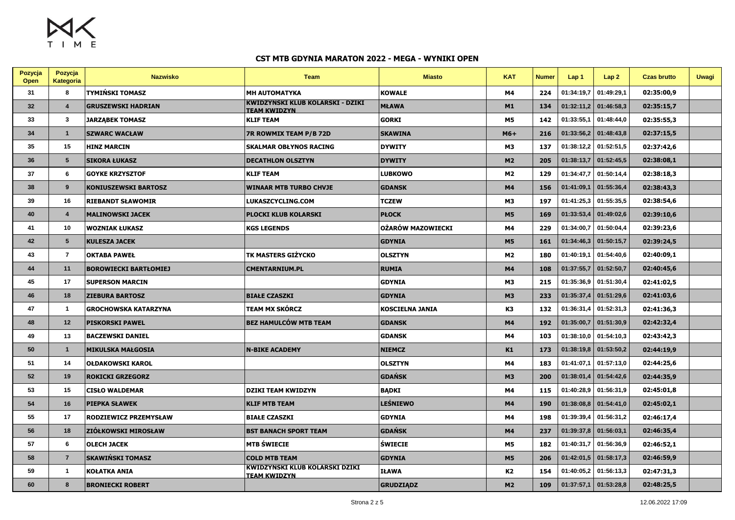## CST MTB GDYNIA MARATON 2022 - MEGA - WYNIKI OPEN

| Pozycja Open | Pozycja Kategoria | Nazwisko | Team | Miasto | KAT | Numer | Lap 1 | Lap 2 | Czas brutto | Uwagi |
|---|---|---|---|---|---|---|---|---|---|---|
| 31 | 8 | TYMIŃSKI TOMASZ | MH AUTOMATYKA | KOWALE | M4 | 224 | 01:34:19,7 | 01:49:29,1 | 02:35:00,9 | |
| 32 | 4 | GRUSZEWSKI HADRIAN | KWIDZYNSKI KLUB KOLARSKI - DZIKI TEAM KWIDZYN | MŁAWA | M1 | 134 | 01:32:11,2 | 01:46:58,3 | 02:35:15,7 | |
| 33 | 3 | JARZĄBEK TOMASZ | KLIF TEAM | GORKI | M5 | 142 | 01:33:55,1 | 01:48:44,0 | 02:35:55,3 | |
| 34 | 1 | SZWARC WACŁAW | 7R ROWMIX TEAM P/B 72D | SKAWINA | M6+ | 216 | 01:33:56,2 | 01:48:43,8 | 02:37:15,5 | |
| 35 | 15 | HINZ MARCIN | SKALMAR OBŁYNOS RACING | DYWITY | M3 | 137 | 01:38:12,2 | 01:52:51,5 | 02:37:42,6 | |
| 36 | 5 | SIKORA ŁUKASZ | DECATHLON OLSZTYN | DYWITY | M2 | 205 | 01:38:13,7 | 01:52:45,5 | 02:38:08,1 | |
| 37 | 6 | GOYKE KRZYSZTOF | KLIF TEAM | LUBKOWO | M2 | 129 | 01:34:47,7 | 01:50:14,4 | 02:38:18,3 | |
| 38 | 9 | KONIUSZEWSKI BARTOSZ | WINAAR MTB TURBO CHVJE | GDANSK | M4 | 156 | 01:41:09,1 | 01:55:36,4 | 02:38:43,3 | |
| 39 | 16 | RIEBANDT SŁAWOMIR | LUKASZCYCLING.COM | TCZEW | M3 | 197 | 01:41:25,3 | 01:55:35,5 | 02:38:54,6 | |
| 40 | 4 | MALINOWSKI JACEK | PLOCKI KLUB KOLARSKI | PŁOCK | M5 | 169 | 01:33:53,4 | 01:49:02,6 | 02:39:10,6 | |
| 41 | 10 | WOZNIAK ŁUKASZ | KGS LEGENDS | OŻARÓW MAZOWIECKI | M4 | 229 | 01:34:00,7 | 01:50:04,4 | 02:39:23,6 | |
| 42 | 5 | KULESZA JACEK | | GDYNIA | M5 | 161 | 01:34:46,3 | 01:50:15,7 | 02:39:24,5 | |
| 43 | 7 | OKTABA PAWEŁ | TK MASTERS GIŻYCKO | OLSZTYN | M2 | 180 | 01:40:19,1 | 01:54:40,6 | 02:40:09,1 | |
| 44 | 11 | BOROWIECKI BARTŁOMIEJ | CMENTARNIUM.PL | RUMIA | M4 | 108 | 01:37:55,7 | 01:52:50,7 | 02:40:45,6 | |
| 45 | 17 | SUPERSON MARCIN | | GDYNIA | M3 | 215 | 01:35:36,9 | 01:51:30,4 | 02:41:02,5 | |
| 46 | 18 | ZIEBURA BARTOSZ | BIAŁE CZASZKI | GDYNIA | M3 | 233 | 01:35:37,4 | 01:51:29,6 | 02:41:03,6 | |
| 47 | 1 | GROCHOWSKA KATARZYNA | TEAM MX SKÓRCZ | KOSCIELNA JANIA | K3 | 132 | 01:36:31,4 | 01:52:31,3 | 02:41:36,3 | |
| 48 | 12 | PISKORSKI PAWEL | BEZ HAMULCÓW MTB TEAM | GDANSK | M4 | 192 | 01:35:00,7 | 01:51:30,9 | 02:42:32,4 | |
| 49 | 13 | BACZEWSKI DANIEL | | GDANSK | M4 | 103 | 01:38:10,0 | 01:54:10,3 | 02:43:42,3 | |
| 50 | 1 | MIKULSKA MAŁGOSIA | N-BIKE ACADEMY | NIEMCZ | K1 | 173 | 01:38:19,8 | 01:53:50,2 | 02:44:19,9 | |
| 51 | 14 | OŁDAKOWSKI KAROL | | OLSZTYN | M4 | 183 | 01:41:07,1 | 01:57:13,0 | 02:44:25,6 | |
| 52 | 19 | ROKICKI GRZEGORZ | | GDAŃSK | M3 | 200 | 01:38:01,4 | 01:54:42,6 | 02:44:35,9 | |
| 53 | 15 | CISŁO WALDEMAR | DZIKI TEAM KWIDZYN | BĄDKI | M4 | 115 | 01:40:28,9 | 01:56:31,9 | 02:45:01,8 | |
| 54 | 16 | PIEPKA SŁAWEK | KLIF MTB TEAM | LEŚNIEWO | M4 | 190 | 01:38:08,8 | 01:54:41,0 | 02:45:02,1 | |
| 55 | 17 | RODZIEWICZ PRZEMYSŁAW | BIAŁE CZASZKI | GDYNIA | M4 | 198 | 01:39:39,4 | 01:56:31,2 | 02:46:17,4 | |
| 56 | 18 | ZIÓŁKOWSKI MIROSŁAW | BST BANACH SPORT TEAM | GDAŃSK | M4 | 237 | 01:39:37,8 | 01:56:03,1 | 02:46:35,4 | |
| 57 | 6 | OLECH JACEK | MTB ŚWIECIE | ŚWIECIE | M5 | 182 | 01:40:31,7 | 01:56:36,9 | 02:46:52,1 | |
| 58 | 7 | SKAWIŃSKI TOMASZ | COLD MTB TEAM | GDYNIA | M5 | 206 | 01:42:01,5 | 01:58:17,3 | 02:46:59,9 | |
| 59 | 1 | KOŁATKA ANIA | KWIDZYNSKI KLUB KOLARSKI DZIKI TEAM KWIDZYN | IŁAWA | K2 | 154 | 01:40:05,2 | 01:56:13,3 | 02:47:31,3 | |
| 60 | 8 | BRONIECKI ROBERT | | GRUDZIĄDZ | M2 | 109 | 01:37:57,1 | 01:53:28,8 | 02:48:25,5 | |

12.06.2022 17:09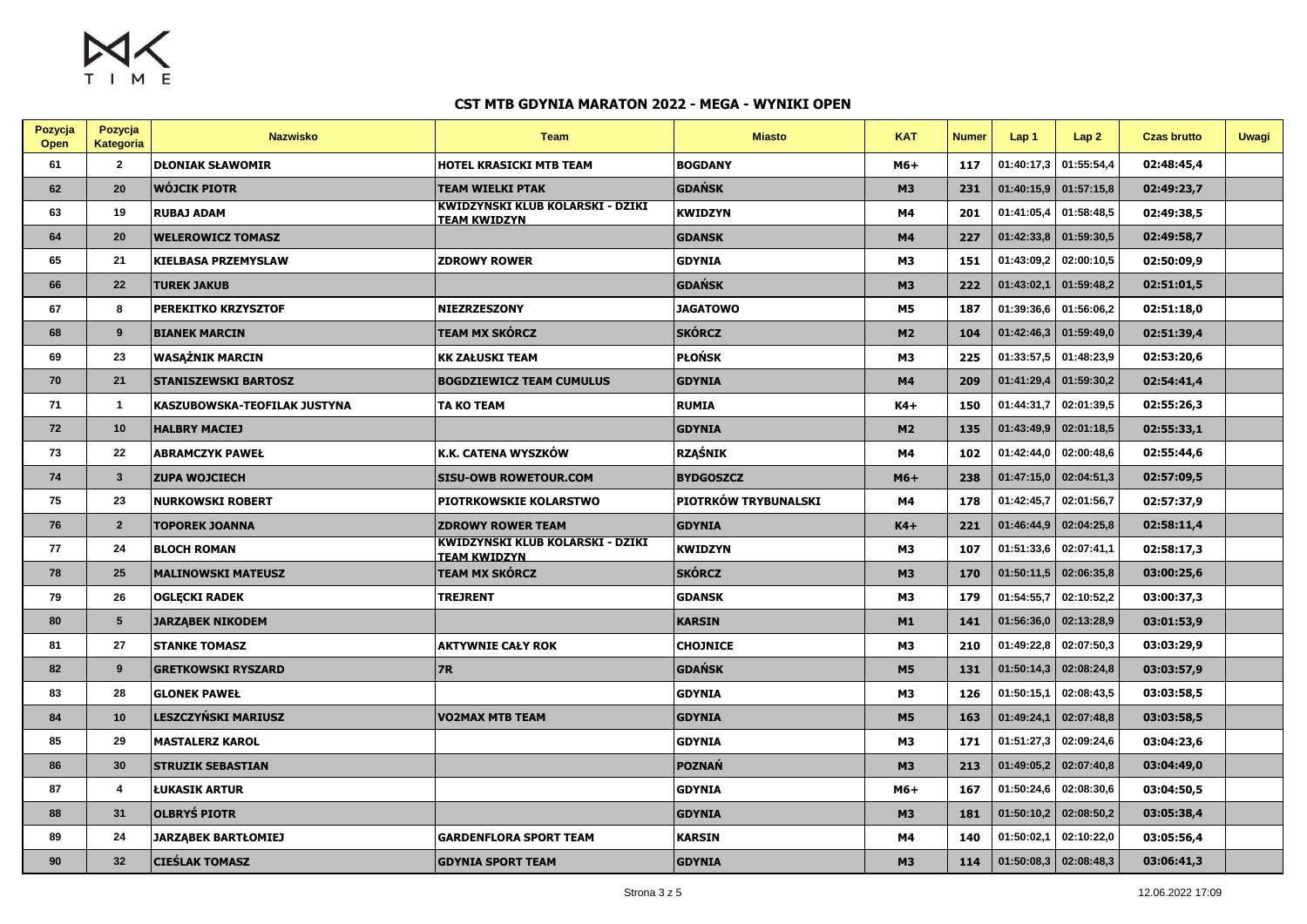# CST MTB GDYNIA MARATON 2022 - MEGA - WYNIKI OPEN

| Pozycja Open | Pozycja Kategoria | Nazwisko | Team | Miasto | KAT | Numer | Lap 1 | Lap 2 | Czas brutto | Uwagi |
|---|---|---|---|---|---|---|---|---|---|---|
| 61 | 2 | DŁONIAK SŁAWOMIR | HOTEL KRASICKI MTB TEAM | BOGDANY | M6+ | 117 | 01:40:17,3 | 01:55:54,4 | 02:48:45,4 | |
| 62 | 20 | WÓJCIK PIOTR | TEAM WIELKI PTAK | GDAŃSK | M3 | 231 | 01:40:15,9 | 01:57:15,8 | 02:49:23,7 | |
| 63 | 19 | RUBAJ ADAM | KWIDZYNSKI KLUB KOLARSKI - DZIKI TEAM KWIDZYN | KWIDZYN | M4 | 201 | 01:41:05,4 | 01:58:48,5 | 02:49:38,5 | |
| 64 | 20 | WELEROWICZ TOMASZ | | GDANSK | M4 | 227 | 01:42:33,8 | 01:59:30,5 | 02:49:58,7 | |
| 65 | 21 | KIELBASA PRZEMYSLAW | ZDROWY ROWER | GDYNIA | M3 | 151 | 01:43:09,2 | 02:00:10,5 | 02:50:09,9 | |
| 66 | 22 | TUREK JAKUB | | GDAŃSK | M3 | 222 | 01:43:02,1 | 01:59:48,2 | 02:51:01,5 | |
| 67 | 8 | PEREKITKO KRZYSZTOF | NIEZRZESZONY | JAGATOWO | M5 | 187 | 01:39:36,6 | 01:56:06,2 | 02:51:18,0 | |
| 68 | 9 | BIANEK MARCIN | TEAM MX SKÓRCZ | SKÓRCZ | M2 | 104 | 01:42:46,3 | 01:59:49,0 | 02:51:39,4 | |
| 69 | 23 | WASĄŻNIK MARCIN | KK ZAŁUSKI TEAM | PŁOŃSK | M3 | 225 | 01:33:57,5 | 01:48:23,9 | 02:53:20,6 | |
| 70 | 21 | STANISZEWSKI BARTOSZ | BOGDZIEWICZ TEAM CUMULUS | GDYNIA | M4 | 209 | 01:41:29,4 | 01:59:30,2 | 02:54:41,4 | |
| 71 | 1 | KASZUBOWSKA-TEOFILAK JUSTYNA | TA KO TEAM | RUMIA | K4+ | 150 | 01:44:31,7 | 02:01:39,5 | 02:55:26,3 | |
| 72 | 10 | HALBRY MACIEJ | | GDYNIA | M2 | 135 | 01:43:49,9 | 02:01:18,5 | 02:55:33,1 | |
| 73 | 22 | ABRAMCZYK PAWEŁ | K.K. CATENA WYSZKÓW | RZĄŚNIK | M4 | 102 | 01:42:44,0 | 02:00:48,6 | 02:55:44,6 | |
| 74 | 3 | ZUPA WOJCIECH | SISU-OWB ROWETOUR.COM | BYDGOSZCZ | M6+ | 238 | 01:47:15,0 | 02:04:51,3 | 02:57:09,5 | |
| 75 | 23 | NURKOWSKI ROBERT | PIOTRKOWSKIE KOLARSTWO | PIOTRKÓW TRYBUNALSKI | M4 | 178 | 01:42:45,7 | 02:01:56,7 | 02:57:37,9 | |
| 76 | 2 | TOPOREK JOANNA | ZDROWY ROWER TEAM | GDYNIA | K4+ | 221 | 01:46:44,9 | 02:04:25,8 | 02:58:11,4 | |
| 77 | 24 | BLOCH ROMAN | KWIDZYNSKI KLUB KOLARSKI - DZIKI TEAM KWIDZYN | KWIDZYN | M3 | 107 | 01:51:33,6 | 02:07:41,1 | 02:58:17,3 | |
| 78 | 25 | MALINOWSKI MATEUSZ | TEAM MX SKÓRCZ | SKÓRCZ | M3 | 170 | 01:50:11,5 | 02:06:35,8 | 03:00:25,6 | |
| 79 | 26 | OGLĘCKI RADEK | TREJRENT | GDANSK | M3 | 179 | 01:54:55,7 | 02:10:52,2 | 03:00:37,3 | |
| 80 | 5 | JARZĄBEK NIKODEM | | KARSIN | M1 | 141 | 01:56:36,0 | 02:13:28,9 | 03:01:53,9 | |
| 81 | 27 | STANKE TOMASZ | AKTYWNIE CAŁY ROK | CHOJNICE | M3 | 210 | 01:49:22,8 | 02:07:50,3 | 03:03:29,9 | |
| 82 | 9 | GRETKOWSKI RYSZARD | 7R | GDAŃSK | M5 | 131 | 01:50:14,3 | 02:08:24,8 | 03:03:57,9 | |
| 83 | 28 | GLONEK PAWEŁ | | GDYNIA | M3 | 126 | 01:50:15,1 | 02:08:43,5 | 03:03:58,5 | |
| 84 | 10 | LESZCZYŃSKI MARIUSZ | VO2MAX MTB TEAM | GDYNIA | M5 | 163 | 01:49:24,1 | 02:07:48,8 | 03:03:58,5 | |
| 85 | 29 | MASTALERZ KAROL | | GDYNIA | M3 | 171 | 01:51:27,3 | 02:09:24,6 | 03:04:23,6 | |
| 86 | 30 | STRUZIK SEBASTIAN | | POZNAŃ | M3 | 213 | 01:49:05,2 | 02:07:40,8 | 03:04:49,0 | |
| 87 | 4 | ŁUKASIK ARTUR | | GDYNIA | M6+ | 167 | 01:50:24,6 | 02:08:30,6 | 03:04:50,5 | |
| 88 | 31 | OLBRYŚ PIOTR | | GDYNIA | M3 | 181 | 01:50:10,2 | 02:08:50,2 | 03:05:38,4 | |
| 89 | 24 | JARZĄBEK BARTŁOMIEJ | GARDENFLORA SPORT TEAM | KARSIN | M4 | 140 | 01:50:02,1 | 02:10:22,0 | 03:05:56,4 | |
| 90 | 32 | CIEŚLAK TOMASZ | GDYNIA SPORT TEAM | GDYNIA | M3 | 114 | 01:50:08,3 | 02:08:48,3 | 03:06:41,3 | |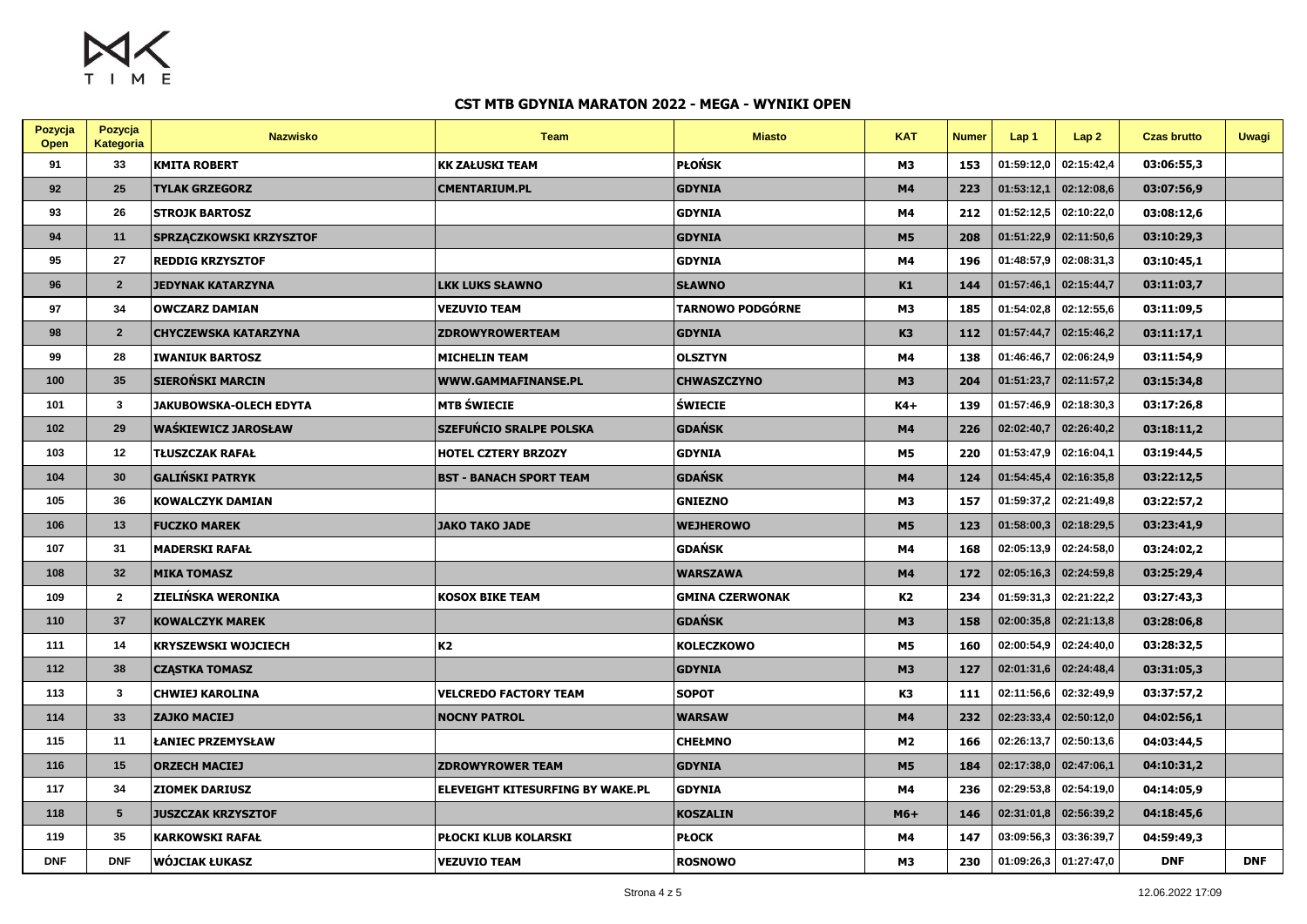## CST MTB GDYNIA MARATON 2022 - MEGA - WYNIKI OPEN

| Pozycja Open | Pozycja Kategoria | Nazwisko | Team | Miasto | KAT | Numer | Lap 1 | Lap 2 | Czas brutto | Uwagi |
|---|---|---|---|---|---|---|---|---|---|---|
| 91 | 33 | KMITA ROBERT | KK ZAŁUSKI TEAM | PŁOŃSK | M3 | 153 | 01:59:12,0 | 02:15:42,4 | 03:06:55,3 | |
| 92 | 25 | TYLAK GRZEGORZ | CMENTARIUM.PL | GDYNIA | M4 | 223 | 01:53:12,1 | 02:12:08,6 | 03:07:56,9 | |
| 93 | 26 | STROJK BARTOSZ | | GDYNIA | M4 | 212 | 01:52:12,5 | 02:10:22,0 | 03:08:12,6 | |
| 94 | 11 | SPRZĄCZKOWSKI KRZYSZTOF | | GDYNIA | M5 | 208 | 01:51:22,9 | 02:11:50,6 | 03:10:29,3 | |
| 95 | 27 | REDDIG KRZYSZTOF | | GDYNIA | M4 | 196 | 01:48:57,9 | 02:08:31,3 | 03:10:45,1 | |
| 96 | 2 | JEDYNAK KATARZYNA | LKK LUKS SŁAWNO | SŁAWNO | K1 | 144 | 01:57:46,1 | 02:15:44,7 | 03:11:03,7 | |
| 97 | 34 | OWCZARZ DAMIAN | VEZUVIO TEAM | TARNOWO PODGÓRNE | M3 | 185 | 01:54:02,8 | 02:12:55,6 | 03:11:09,5 | |
| 98 | 2 | CHYCZEWSKA KATARZYNA | ZDROWYROWERTEAM | GDYNIA | K3 | 112 | 01:57:44,7 | 02:15:46,2 | 03:11:17,1 | |
| 99 | 28 | IWANIUK BARTOSZ | MICHELIN TEAM | OLSZTYN | M4 | 138 | 01:46:46,7 | 02:06:24,9 | 03:11:54,9 | |
| 100 | 35 | SIEROŃSKI MARCIN | WWW.GAMMAFINANSE.PL | CHWASZCZYNO | M3 | 204 | 01:51:23,7 | 02:11:57,2 | 03:15:34,8 | |
| 101 | 3 | JAKUBOWSKA-OLECH EDYTA | MTB ŚWIECIE | ŚWIECIE | K4+ | 139 | 01:57:46,9 | 02:18:30,3 | 03:17:26,8 | |
| 102 | 29 | WAŚKIEWICZ JAROSŁAW | SZEFUŃCIO SRALPE POLSKA | GDAŃSK | M4 | 226 | 02:02:40,7 | 02:26:40,2 | 03:18:11,2 | |
| 103 | 12 | TŁUSZCZAK RAFAŁ | HOTEL CZTERY BRZOZY | GDYNIA | M5 | 220 | 01:53:47,9 | 02:16:04,1 | 03:19:44,5 | |
| 104 | 30 | GALIŃSKI PATRYK | BST - BANACH SPORT TEAM | GDAŃSK | M4 | 124 | 01:54:45,4 | 02:16:35,8 | 03:22:12,5 | |
| 105 | 36 | KOWALCZYK DAMIAN | | GNIEZNO | M3 | 157 | 01:59:37,2 | 02:21:49,8 | 03:22:57,2 | |
| 106 | 13 | FUCZKO MAREK | JAKO TAKO JADE | WEJHEROWO | M5 | 123 | 01:58:00,3 | 02:18:29,5 | 03:23:41,9 | |
| 107 | 31 | MADERSKI RAFAŁ | | GDAŃSK | M4 | 168 | 02:05:13,9 | 02:24:58,0 | 03:24:02,2 | |
| 108 | 32 | MIKA TOMASZ | | WARSZAWA | M4 | 172 | 02:05:16,3 | 02:24:59,8 | 03:25:29,4 | |
| 109 | 2 | ZIELIŃSKA WERONIKA | KOSOX BIKE TEAM | GMINA CZERWONAK | K2 | 234 | 01:59:31,3 | 02:21:22,2 | 03:27:43,3 | |
| 110 | 37 | KOWALCZYK MAREK | | GDAŃSK | M3 | 158 | 02:00:35,8 | 02:21:13,8 | 03:28:06,8 | |
| 111 | 14 | KRYSZEWSKI WOJCIECH | K2 | KOLECZKOWO | M5 | 160 | 02:00:54,9 | 02:24:40,0 | 03:28:32,5 | |
| 112 | 38 | CZĄSTKA TOMASZ | | GDYNIA | M3 | 127 | 02:01:31,6 | 02:24:48,4 | 03:31:05,3 | |
| 113 | 3 | CHWIEJ KAROLINA | VELCREDO FACTORY TEAM | SOPOT | K3 | 111 | 02:11:56,6 | 02:32:49,9 | 03:37:57,2 | |
| 114 | 33 | ZAJKO MACIEJ | NOCNY PATROL | WARSAW | M4 | 232 | 02:23:33,4 | 02:50:12,0 | 04:02:56,1 | |
| 115 | 11 | ŁANIEC PRZEMYSŁAW | | CHEŁMNO | M2 | 166 | 02:26:13,7 | 02:50:13,6 | 04:03:44,5 | |
| 116 | 15 | ORZECH MACIEJ | ZDROWYROWER TEAM | GDYNIA | M5 | 184 | 02:17:38,0 | 02:47:06,1 | 04:10:31,2 | |
| 117 | 34 | ZIOMEK DARIUSZ | ELEVEIGHT KITESURFING BY WAKE.PL | GDYNIA | M4 | 236 | 02:29:53,8 | 02:54:19,0 | 04:14:05,9 | |
| 118 | 5 | JUSZCZAK KRZYSZTOF | | KOSZALIN | M6+ | 146 | 02:31:01,8 | 02:56:39,2 | 04:18:45,6 | |
| 119 | 35 | KARKOWSKI RAFAŁ | PŁOCKI KLUB KOLARSKI | PŁOCK | M4 | 147 | 03:09:56,3 | 03:36:39,7 | 04:59:49,3 | |
| DNF | DNF | WÓJCIAK ŁUKASZ | VEZUVIO TEAM | ROSNOWO | M3 | 230 | 01:09:26,3 | 01:27:47,0 | DNF | DNF |

12.06.2022 17:09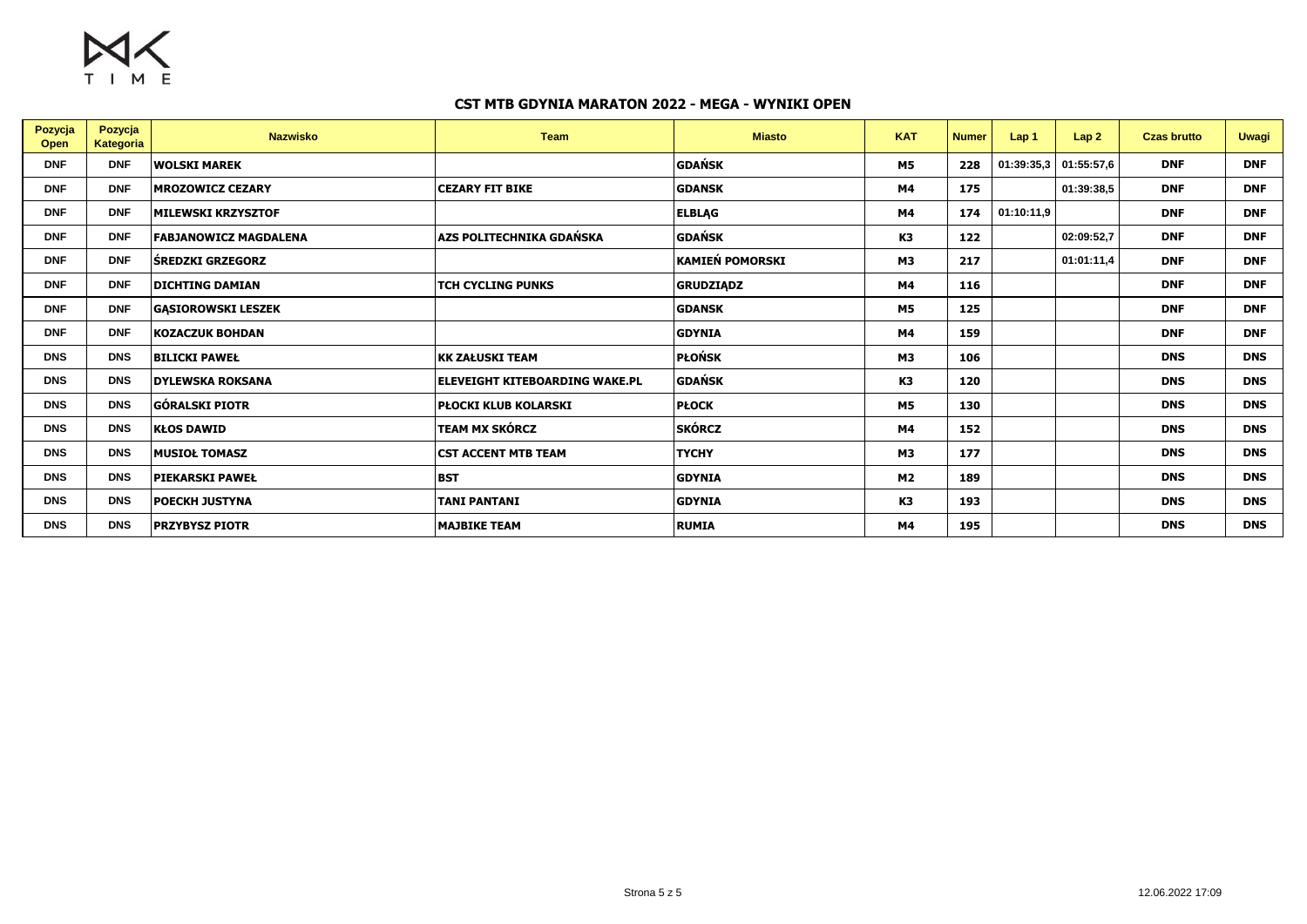### CST MTB GDYNIA MARATON 2022 - MEGA - WYNIKI OPEN

| Pozycja Open | Pozycja Kategoria | Nazwisko | Team | Miasto | KAT | Numer | Lap 1 | Lap 2 | Czas brutto | Uwagi |
|---|---|---|---|---|---|---|---|---|---|---|
| DNF | DNF | WOLSKI MAREK | | GDAŃSK | M5 | 228 | 01:39:35,3 | 01:55:57,6 | DNF | DNF |
| DNF | DNF | MROZOWICZ CEZARY | CEZARY FIT BIKE | GDANSK | M4 | 175 | | 01:39:38,5 | DNF | DNF |
| DNF | DNF | MILEWSKI KRZYSZTOF | | ELBLĄG | M4 | 174 | 01:10:11,9 | | DNF | DNF |
| DNF | DNF | FABJANOWICZ MAGDALENA | AZS POLITECHNIKA GDAŃSKA | GDAŃSK | K3 | 122 | | 02:09:52,7 | DNF | DNF |
| DNF | DNF | ŚREDZKI GRZEGORZ | | KAMIEŃ POMORSKI | M3 | 217 | | 01:01:11,4 | DNF | DNF |
| DNF | DNF | DICHTING DAMIAN | TCH CYCLING PUNKS | GRUDZIĄDZ | M4 | 116 | | | DNF | DNF |
| DNF | DNF | GĄSIOROWSKI LESZEK | | GDANSK | M5 | 125 | | | DNF | DNF |
| DNF | DNF | KOZACZUK BOHDAN | | GDYNIA | M4 | 159 | | | DNF | DNF |
| DNS | DNS | BILICKI PAWEŁ | KK ZAŁUSKI TEAM | PŁOŃSK | M3 | 106 | | | DNS | DNS |
| DNS | DNS | DYLEWSKA ROKSANA | ELEVEIGHT KITEBOARDING WAKE.PL | GDAŃSK | K3 | 120 | | | DNS | DNS |
| DNS | DNS | GÓRALSKI PIOTR | PŁOCKI KLUB KOLARSKI | PŁOCK | M5 | 130 | | | DNS | DNS |
| DNS | DNS | KŁOS DAWID | TEAM MX SKÓRCZ | SKÓRCZ | M4 | 152 | | | DNS | DNS |
| DNS | DNS | MUSIOŁ TOMASZ | CST ACCENT MTB TEAM | TYCHY | M3 | 177 | | | DNS | DNS |
| DNS | DNS | PIEKARSKI PAWEŁ | BST | GDYNIA | M2 | 189 | | | DNS | DNS |
| DNS | DNS | POECKH JUSTYNA | TANI PANTANI | GDYNIA | K3 | 193 | | | DNS | DNS |
| DNS | DNS | PRZYBYSZ PIOTR | MAJBIKE TEAM | RUMIA | M4 | 195 | | | DNS | DNS |

12.06.2022 17:09